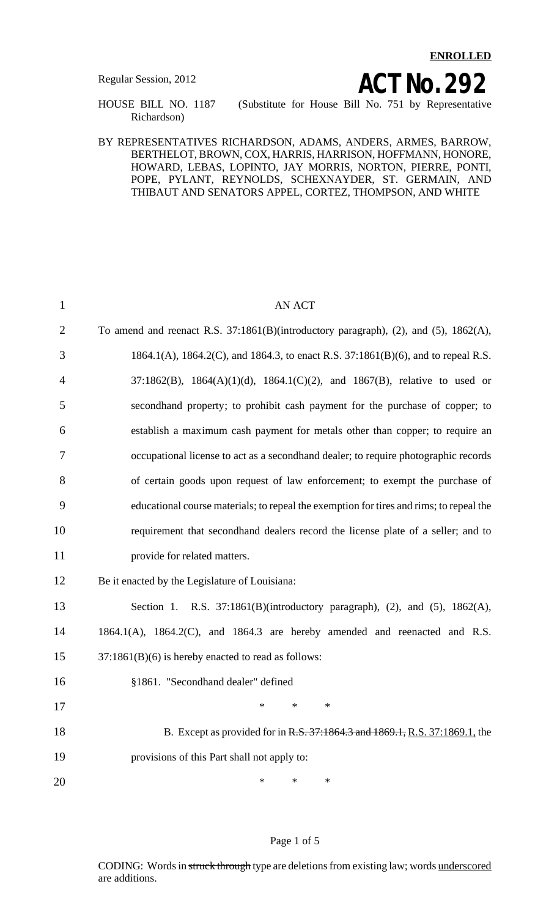**ENROLLED**

Regular Session, 2012

# ACT No. 292

HOUSE BILL NO. 1187 (Substitute for House Bill No. 751 by Representative Richardson)

BY REPRESENTATIVES RICHARDSON, ADAMS, ANDERS, ARMES, BARROW, BERTHELOT, BROWN, COX, HARRIS, HARRISON, HOFFMANN, HONORE, HOWARD, LEBAS, LOPINTO, JAY MORRIS, NORTON, PIERRE, PONTI, POPE, PYLANT, REYNOLDS, SCHEXNAYDER, ST. GERMAIN, AND THIBAUT AND SENATORS APPEL, CORTEZ, THOMPSON, AND WHITE

AN ACT

To amend and reenact R.S. 37:1861(B)(introductory paragraph), (2), and (5), 1862(A), 1864.1(A), 1864.2(C), and 1864.3, to enact R.S. 37:1861(B)(6), and to repeal R.S. 37:1862(B), 1864(A)(1)(d), 1864.1(C)(2), and 1867(B), relative to used or secondhand property; to prohibit cash payment for the purchase of copper; to establish a maximum cash payment for metals other than copper; to require an occupational license to act as a secondhand dealer; to require photographic records of certain goods upon request of law enforcement; to exempt the purchase of educational course materials; to repeal the exemption for tires and rims; to repeal the requirement that secondhand dealers record the license plate of a seller; and to provide for related matters.

Be it enacted by the Legislature of Louisiana:

Section 1. R.S. 37:1861(B)(introductory paragraph), (2), and (5), 1862(A), 1864.1(A), 1864.2(C), and 1864.3 are hereby amended and reenacted and R.S. 37:1861(B)(6) is hereby enacted to read as follows:

§1861. "Secondhand dealer" defined

\* \* \*

B. Except as provided for in ~~R.S. 37:1864.3 and 1869.1,~~ R.S. 37:1869.1, the provisions of this Part shall not apply to:

\* \* \*

CODING: Words in ~~struck through~~ type are deletions from existing law; words underscored are additions.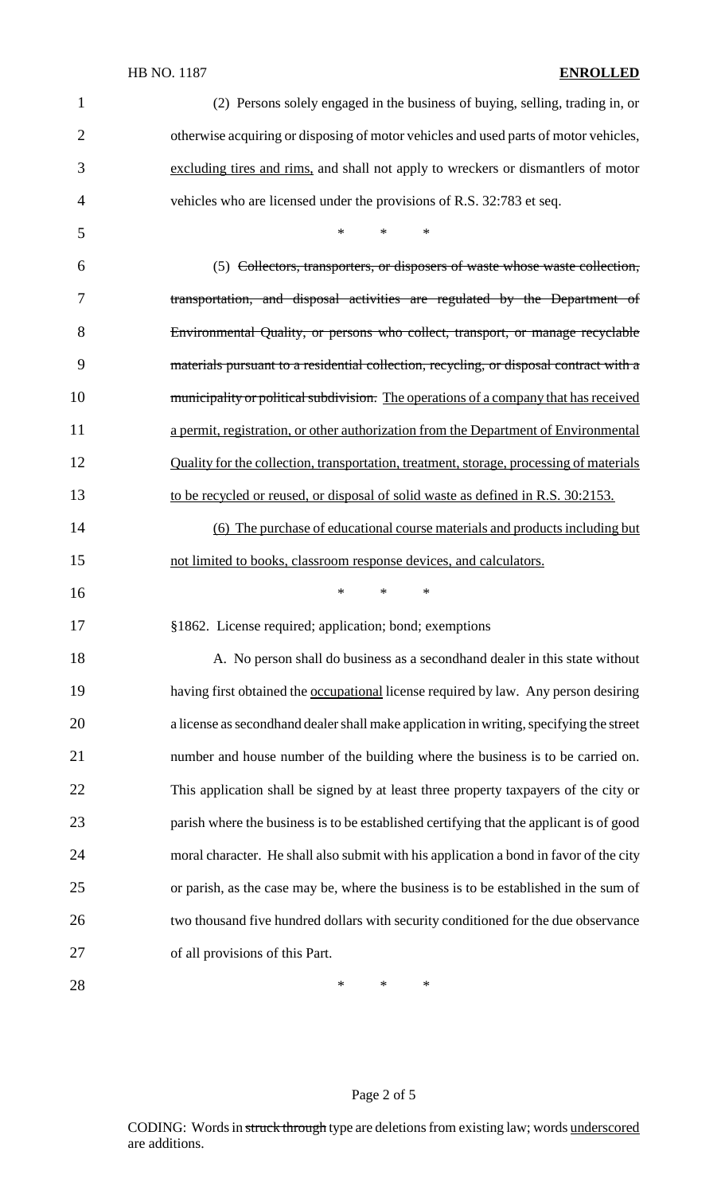(2) Persons solely engaged in the business of buying, selling, trading in, or otherwise acquiring or disposing of motor vehicles and used parts of motor vehicles, <u>excluding tires and rims,</u> and shall not apply to wreckers or dismantlers of motor vehicles who are licensed under the provisions of R.S. 32:783 et seq.

\* \* \*

(5) ~~Collectors, transporters, or disposers of waste whose waste collection, transportation, and disposal activities are regulated by the Department of Environmental Quality, or persons who collect, transport, or manage recyclable materials pursuant to a residential collection, recycling, or disposal contract with a municipality or political subdivision.~~ <u>The operations of a company that has received a permit, registration, or other authorization from the Department of Environmental Quality for the collection, transportation, treatment, storage, processing of materials to be recycled or reused, or disposal of solid waste as defined in R.S. 30:2153.</u>

<u>(6) The purchase of educational course materials and products including but not limited to books, classroom response devices, and calculators.</u>

\* \* \*

§1862. License required; application; bond; exemptions

A. No person shall do business as a secondhand dealer in this state without having first obtained the <u>occupational</u> license required by law. Any person desiring a license as secondhand dealer shall make application in writing, specifying the street number and house number of the building where the business is to be carried on. This application shall be signed by at least three property taxpayers of the city or parish where the business is to be established certifying that the applicant is of good moral character. He shall also submit with his application a bond in favor of the city or parish, as the case may be, where the business is to be established in the sum of two thousand five hundred dollars with security conditioned for the due observance of all provisions of this Part.

\* \* \*

CODING: Words in ~~struck through~~ type are deletions from existing law; words <u>underscored</u> are additions.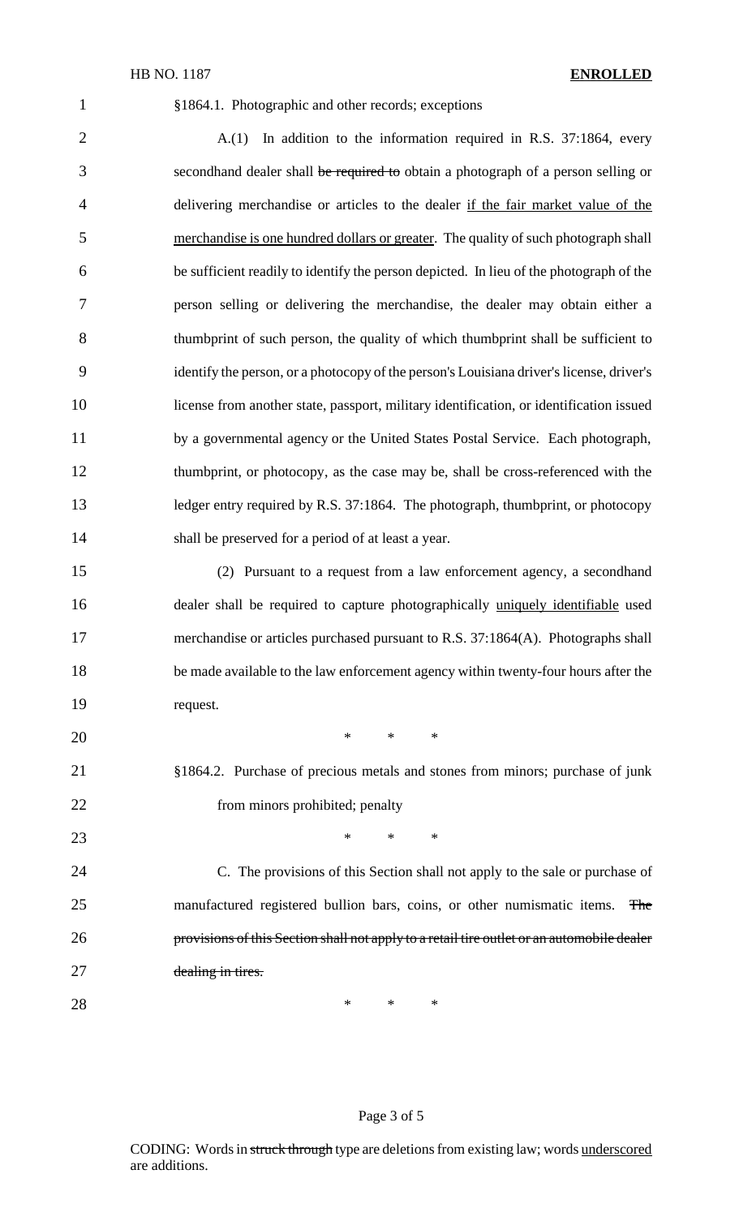§1864.1. Photographic and other records; exceptions

A.(1) In addition to the information required in R.S. 37:1864, every secondhand dealer shall ~~be required to~~ obtain a photograph of a person selling or delivering merchandise or articles to the dealer <u>if the fair market value of the merchandise is one hundred dollars or greater</u>. The quality of such photograph shall be sufficient readily to identify the person depicted. In lieu of the photograph of the person selling or delivering the merchandise, the dealer may obtain either a thumbprint of such person, the quality of which thumbprint shall be sufficient to identify the person, or a photocopy of the person's Louisiana driver's license, driver's license from another state, passport, military identification, or identification issued by a governmental agency or the United States Postal Service. Each photograph, thumbprint, or photocopy, as the case may be, shall be cross-referenced with the ledger entry required by R.S. 37:1864. The photograph, thumbprint, or photocopy shall be preserved for a period of at least a year.

(2) Pursuant to a request from a law enforcement agency, a secondhand dealer shall be required to capture photographically <u>uniquely identifiable</u> used merchandise or articles purchased pursuant to R.S. 37:1864(A). Photographs shall be made available to the law enforcement agency within twenty-four hours after the request.

\* \* \*

§1864.2. Purchase of precious metals and stones from minors; purchase of junk from minors prohibited; penalty

\* \* \*

C. The provisions of this Section shall not apply to the sale or purchase of manufactured registered bullion bars, coins, or other numismatic items. ~~The provisions of this Section shall not apply to a retail tire outlet or an automobile dealer dealing in tires.~~

\* \* \*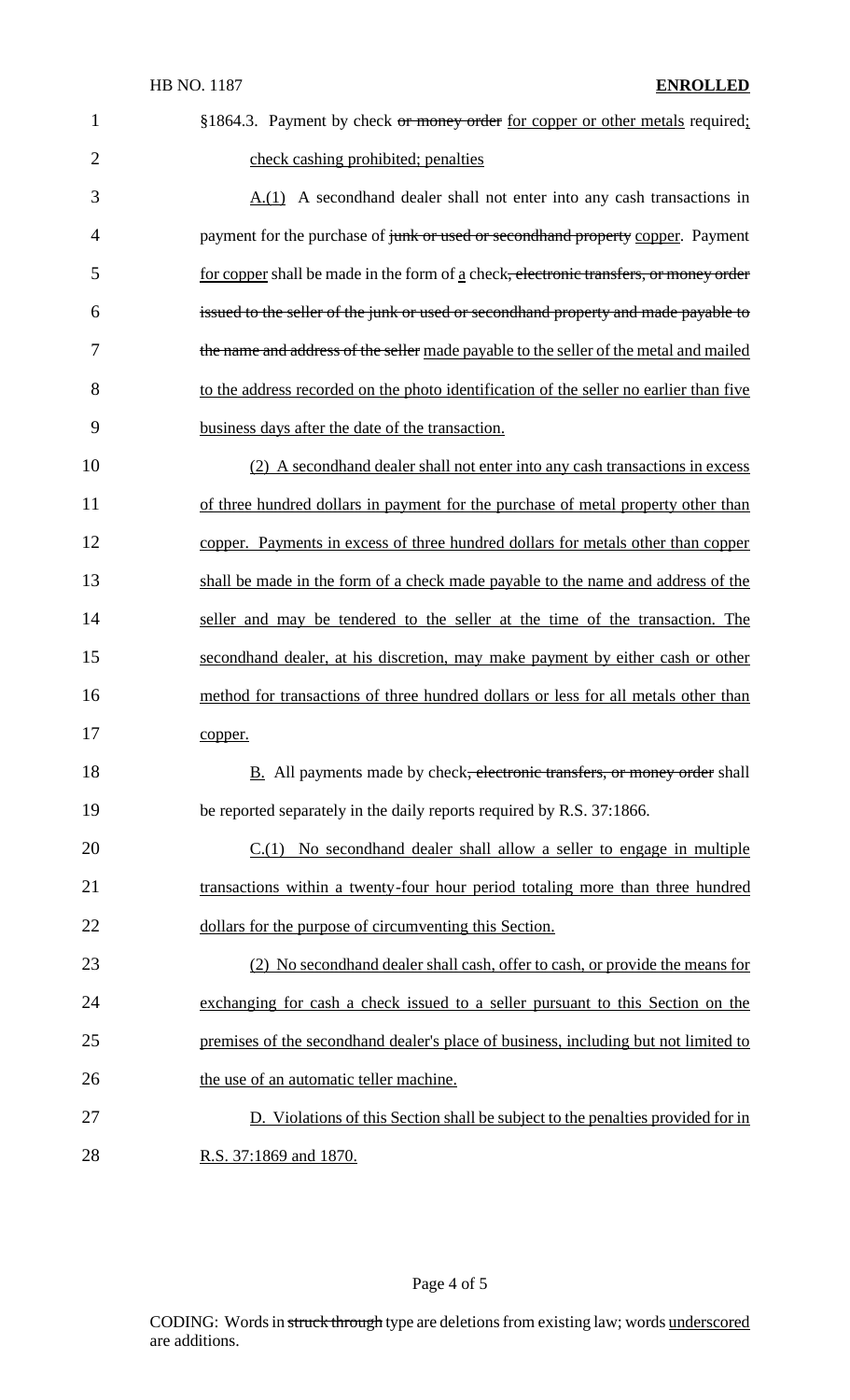§1864.3. Payment by check ~~or money order~~ for copper or other metals required; check cashing prohibited; penalties

A.(1) A secondhand dealer shall not enter into any cash transactions in payment for the purchase of ~~junk or used or secondhand property~~ copper. Payment for copper shall be made in the form of a check~~, electronic transfers, or money order issued to the seller of the junk or used or secondhand property and made payable to the name and address of the seller~~ made payable to the seller of the metal and mailed to the address recorded on the photo identification of the seller no earlier than five business days after the date of the transaction.

(2) A secondhand dealer shall not enter into any cash transactions in excess of three hundred dollars in payment for the purchase of metal property other than copper. Payments in excess of three hundred dollars for metals other than copper shall be made in the form of a check made payable to the name and address of the seller and may be tendered to the seller at the time of the transaction. The secondhand dealer, at his discretion, may make payment by either cash or other method for transactions of three hundred dollars or less for all metals other than copper.

B. All payments made by check~~, electronic transfers, or money order~~ shall be reported separately in the daily reports required by R.S. 37:1866.

C.(1) No secondhand dealer shall allow a seller to engage in multiple transactions within a twenty-four hour period totaling more than three hundred dollars for the purpose of circumventing this Section.

(2) No secondhand dealer shall cash, offer to cash, or provide the means for exchanging for cash a check issued to a seller pursuant to this Section on the premises of the secondhand dealer's place of business, including but not limited to the use of an automatic teller machine.

D. Violations of this Section shall be subject to the penalties provided for in R.S. 37:1869 and 1870.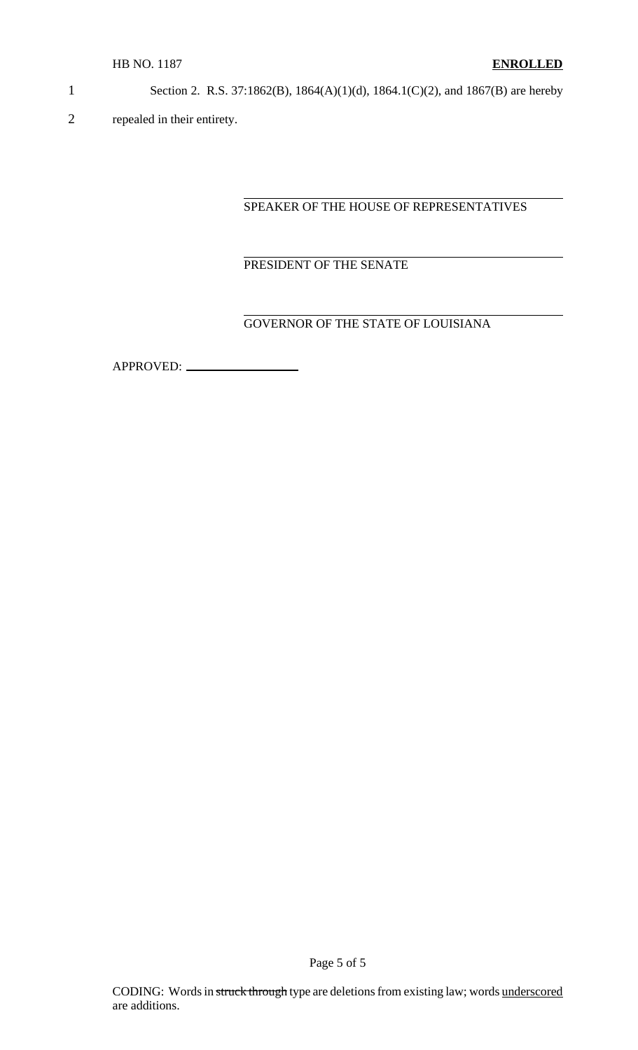Section 2. R.S. 37:1862(B), 1864(A)(1)(d), 1864.1(C)(2), and 1867(B) are hereby repealed in their entirety.

SPEAKER OF THE HOUSE OF REPRESENTATIVES

PRESIDENT OF THE SENATE

GOVERNOR OF THE STATE OF LOUISIANA

APPROVED: \_\_\_\_\_\_\_\_\_\_\_\_\_\_\_\_\_\_

CODING: Words in ~~struck through~~ type are deletions from existing law; words underscored are additions.